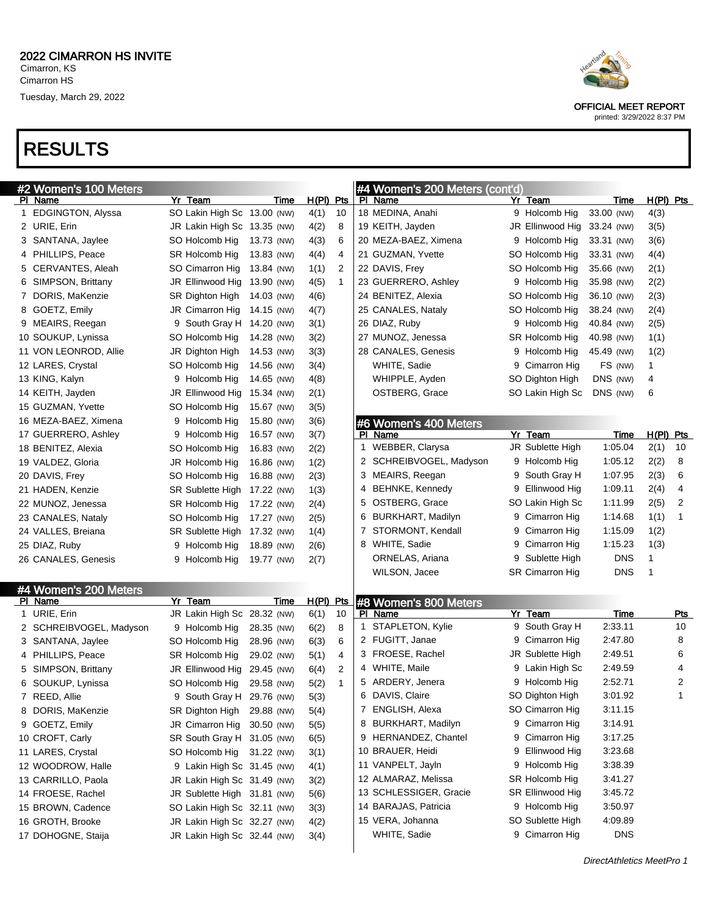# 2022 CIMARRON HS INVITE

Cimarron, KS
Cimarron HS
Tuesday, March 29, 2022

OFFICIAL MEET REPORT
printed: 3/29/2022 8:37 PM

# RESULTS

## #2 Women's 100 Meters

| Pl | Name | Yr | Team | Time | H(Pl) | Pts |
|---|---|---|---|---|---|---|
| 1 | EDGINGTON, Alyssa | SO | Lakin High Sc | 13.00 (NW) | 4(1) | 10 |
| 2 | URIE, Erin | JR | Lakin High Sc | 13.35 (NW) | 4(2) | 8 |
| 3 | SANTANA, Jaylee | SO | Holcomb Hig | 13.73 (NW) | 4(3) | 6 |
| 4 | PHILLIPS, Peace | SR | Holcomb Hig | 13.83 (NW) | 4(4) | 4 |
| 5 | CERVANTES, Aleah | SO | Cimarron Hig | 13.84 (NW) | 1(1) | 2 |
| 6 | SIMPSON, Brittany | JR | Ellinwood Hig | 13.90 (NW) | 4(5) | 1 |
| 7 | DORIS, MaKenzie | SR | Dighton High | 14.03 (NW) | 4(6) | |
| 8 | GOETZ, Emily | JR | Cimarron Hig | 14.15 (NW) | 4(7) | |
| 9 | MEAIRS, Reegan | 9 | South Gray H | 14.20 (NW) | 3(1) | |
| 10 | SOUKUP, Lynissa | SO | Holcomb Hig | 14.28 (NW) | 3(2) | |
| 11 | VON LEONROD, Allie | JR | Dighton High | 14.53 (NW) | 3(3) | |
| 12 | LARES, Crystal | SO | Holcomb Hig | 14.56 (NW) | 3(4) | |
| 13 | KING, Kalyn | 9 | Holcomb Hig | 14.65 (NW) | 4(8) | |
| 14 | KEITH, Jayden | JR | Ellinwood Hig | 15.34 (NW) | 2(1) | |
| 15 | GUZMAN, Yvette | SO | Holcomb Hig | 15.67 (NW) | 3(5) | |
| 16 | MEZA-BAEZ, Ximena | 9 | Holcomb Hig | 15.80 (NW) | 3(6) | |
| 17 | GUERRERO, Ashley | 9 | Holcomb Hig | 16.57 (NW) | 3(7) | |
| 18 | BENITEZ, Alexia | SO | Holcomb Hig | 16.83 (NW) | 2(2) | |
| 19 | VALDEZ, Gloria | JR | Holcomb Hig | 16.86 (NW) | 1(2) | |
| 20 | DAVIS, Frey | SO | Holcomb Hig | 16.88 (NW) | 2(3) | |
| 21 | HADEN, Kenzie | SR | Sublette High | 17.22 (NW) | 1(3) | |
| 22 | MUNOZ, Jenessa | SR | Holcomb Hig | 17.22 (NW) | 2(4) | |
| 23 | CANALES, Nataly | SO | Holcomb Hig | 17.27 (NW) | 2(5) | |
| 24 | VALLES, Breiana | SR | Sublette High | 17.32 (NW) | 1(4) | |
| 25 | DIAZ, Ruby | 9 | Holcomb Hig | 18.89 (NW) | 2(6) | |
| 26 | CANALES, Genesis | 9 | Holcomb Hig | 19.77 (NW) | 2(7) | |

## #4 Women's 200 Meters

| Pl | Name | Yr | Team | Time | H(Pl) | Pts |
|---|---|---|---|---|---|---|
| 1 | URIE, Erin | JR | Lakin High Sc | 28.32 (NW) | 6(1) | 10 |
| 2 | SCHREIBVOGEL, Madyson | 9 | Holcomb Hig | 28.35 (NW) | 6(2) | 8 |
| 3 | SANTANA, Jaylee | SO | Holcomb Hig | 28.96 (NW) | 6(3) | 6 |
| 4 | PHILLIPS, Peace | SR | Holcomb Hig | 29.02 (NW) | 5(1) | 4 |
| 5 | SIMPSON, Brittany | JR | Ellinwood Hig | 29.45 (NW) | 6(4) | 2 |
| 6 | SOUKUP, Lynissa | SO | Holcomb Hig | 29.58 (NW) | 5(2) | 1 |
| 7 | REED, Allie | 9 | South Gray H | 29.76 (NW) | 5(3) | |
| 8 | DORIS, MaKenzie | SR | Dighton High | 29.88 (NW) | 5(4) | |
| 9 | GOETZ, Emily | JR | Cimarron Hig | 30.50 (NW) | 5(5) | |
| 10 | CROFT, Carly | SR | South Gray H | 31.05 (NW) | 6(5) | |
| 11 | LARES, Crystal | SO | Holcomb Hig | 31.22 (NW) | 3(1) | |
| 12 | WOODROW, Halle | 9 | Lakin High Sc | 31.45 (NW) | 4(1) | |
| 13 | CARRILLO, Paola | JR | Lakin High Sc | 31.49 (NW) | 3(2) | |
| 14 | FROESE, Rachel | JR | Sublette High | 31.81 (NW) | 5(6) | |
| 15 | BROWN, Cadence | SO | Lakin High Sc | 32.11 (NW) | 3(3) | |
| 16 | GROTH, Brooke | JR | Lakin High Sc | 32.27 (NW) | 4(2) | |
| 17 | DOHOGNE, Staija | JR | Lakin High Sc | 32.44 (NW) | 3(4) | |
| 18 | MEDINA, Anahi | 9 | Holcomb Hig | 33.00 (NW) | 4(3) | |
| 19 | KEITH, Jayden | JR | Ellinwood Hig | 33.24 (NW) | 3(5) | |
| 20 | MEZA-BAEZ, Ximena | 9 | Holcomb Hig | 33.31 (NW) | 3(6) | |
| 21 | GUZMAN, Yvette | SO | Holcomb Hig | 33.31 (NW) | 4(4) | |
| 22 | DAVIS, Frey | SO | Holcomb Hig | 35.66 (NW) | 2(1) | |
| 23 | GUERRERO, Ashley | 9 | Holcomb Hig | 35.98 (NW) | 2(2) | |
| 24 | BENITEZ, Alexia | SO | Holcomb Hig | 36.10 (NW) | 2(3) | |
| 25 | CANALES, Nataly | SO | Holcomb Hig | 38.24 (NW) | 2(4) | |
| 26 | DIAZ, Ruby | 9 | Holcomb Hig | 40.84 (NW) | 2(5) | |
| 27 | MUNOZ, Jenessa | SR | Holcomb Hig | 40.98 (NW) | 1(1) | |
| 28 | CANALES, Genesis | 9 | Holcomb Hig | 45.49 (NW) | 1(2) | |
| | WHITE, Sadie | 9 | Cimarron Hig | FS (NW) | 1 | |
| | WHIPPLE, Ayden | SO | Dighton High | DNS (NW) | 4 | |
| | OSTBERG, Grace | SO | Lakin High Sc | DNS (NW) | 6 | |

## #6 Women's 400 Meters

| Pl | Name | Yr | Team | Time | H(Pl) | Pts |
|---|---|---|---|---|---|---|
| 1 | WEBBER, Clarysa | JR | Sublette High | 1:05.04 | 2(1) | 10 |
| 2 | SCHREIBVOGEL, Madyson | 9 | Holcomb Hig | 1:05.12 | 2(2) | 8 |
| 3 | MEAIRS, Reegan | 9 | South Gray H | 1:07.95 | 2(3) | 6 |
| 4 | BEHNKE, Kennedy | 9 | Ellinwood Hig | 1:09.11 | 2(4) | 4 |
| 5 | OSTBERG, Grace | SO | Lakin High Sc | 1:11.99 | 2(5) | 2 |
| 6 | BURKHART, Madilyn | 9 | Cimarron Hig | 1:14.68 | 1(1) | 1 |
| 7 | STORMONT, Kendall | 9 | Cimarron Hig | 1:15.09 | 1(2) | |
| 8 | WHITE, Sadie | 9 | Cimarron Hig | 1:15.23 | 1(3) | |
| | ORNELAS, Ariana | 9 | Sublette High | DNS | 1 | |
| | WILSON, Jacee | SR | Cimarron Hig | DNS | 1 | |

## #8 Women's 800 Meters

| Pl | Name | Yr | Team | Time | Pts |
|---|---|---|---|---|---|
| 1 | STAPLETON, Kylie | 9 | South Gray H | 2:33.11 | 10 |
| 2 | FUGITT, Janae | 9 | Cimarron Hig | 2:47.80 | 8 |
| 3 | FROESE, Rachel | JR | Sublette High | 2:49.51 | 6 |
| 4 | WHITE, Maile | 9 | Lakin High Sc | 2:49.59 | 4 |
| 5 | ARDERY, Jenera | 9 | Holcomb Hig | 2:52.71 | 2 |
| 6 | DAVIS, Claire | SO | Dighton High | 3:01.92 | 1 |
| 7 | ENGLISH, Alexa | SO | Cimarron Hig | 3:11.15 | |
| 8 | BURKHART, Madilyn | 9 | Cimarron Hig | 3:14.91 | |
| 9 | HERNANDEZ, Chantel | 9 | Cimarron Hig | 3:17.25 | |
| 10 | BRAUER, Heidi | 9 | Ellinwood Hig | 3:23.68 | |
| 11 | VANPELT, Jayln | 9 | Holcomb Hig | 3:38.39 | |
| 12 | ALMARAZ, Melissa | SR | Holcomb Hig | 3:41.27 | |
| 13 | SCHLESSIGER, Gracie | SR | Ellinwood Hig | 3:45.72 | |
| 14 | BARAJAS, Patricia | 9 | Holcomb Hig | 3:50.97 | |
| 15 | VERA, Johanna | SO | Sublette High | 4:09.89 | |
| | WHITE, Sadie | 9 | Cimarron Hig | DNS | |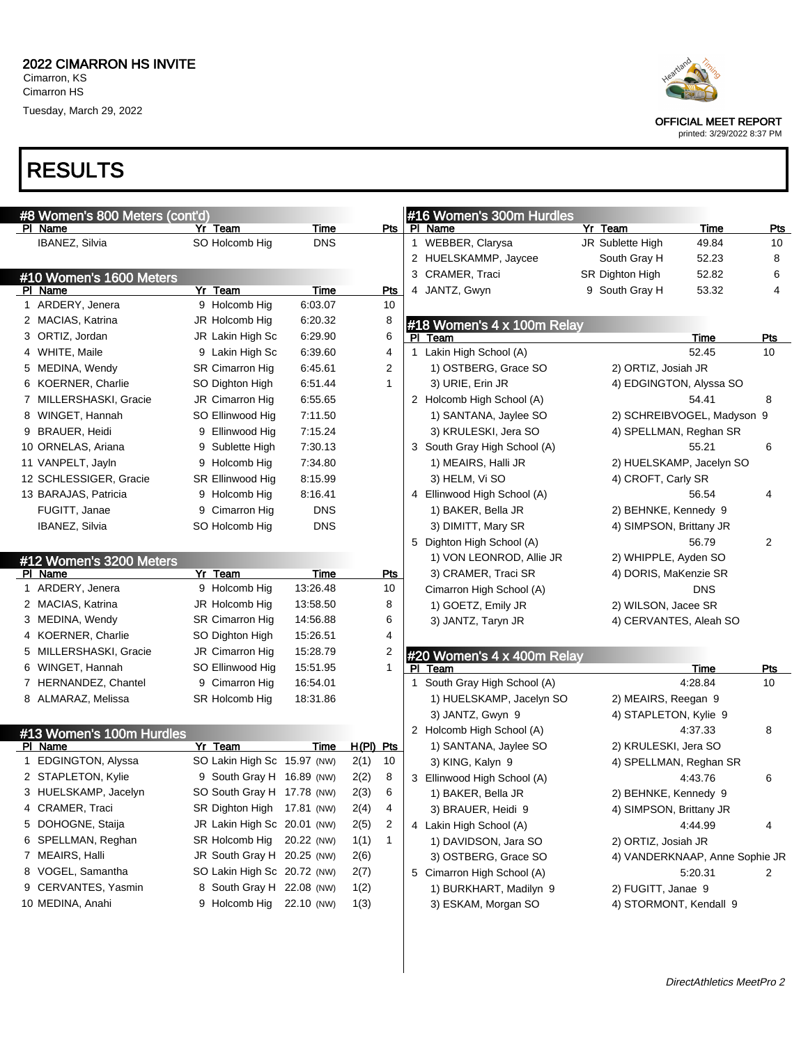# 2022 CIMARRON HS INVITE

Cimarron, KS
Cimarron HS
Tuesday, March 29, 2022

OFFICIAL MEET REPORT
printed: 3/29/2022 8:37 PM

# RESULTS

## #8 Women's 800 Meters (cont'd)

| Pl | Name | Yr | Team | Time | Pts |
|---|---|---|---|---|---|
| | IBANEZ, Silvia | SO | Holcomb Hig | DNS | |

## #10 Women's 1600 Meters

| Pl | Name | Yr | Team | Time | Pts |
|---|---|---|---|---|---|
| 1 | ARDERY, Jenera | 9 | Holcomb Hig | 6:03.07 | 10 |
| 2 | MACIAS, Katrina | JR | Holcomb Hig | 6:20.32 | 8 |
| 3 | ORTIZ, Jordan | JR | Lakin High Sc | 6:29.90 | 6 |
| 4 | WHITE, Maile | 9 | Lakin High Sc | 6:39.60 | 4 |
| 5 | MEDINA, Wendy | SR | Cimarron Hig | 6:45.61 | 2 |
| 6 | KOERNER, Charlie | SO | Dighton High | 6:51.44 | 1 |
| 7 | MILLERSHASKI, Gracie | JR | Cimarron Hig | 6:55.65 | |
| 8 | WINGET, Hannah | SO | Ellinwood Hig | 7:11.50 | |
| 9 | BRAUER, Heidi | 9 | Ellinwood Hig | 7:15.24 | |
| 10 | ORNELAS, Ariana | 9 | Sublette High | 7:30.13 | |
| 11 | VANPELT, Jayln | 9 | Holcomb Hig | 7:34.80 | |
| 12 | SCHLESSIGER, Gracie | SR | Ellinwood Hig | 8:15.99 | |
| 13 | BARAJAS, Patricia | 9 | Holcomb Hig | 8:16.41 | |
| | FUGITT, Janae | 9 | Cimarron Hig | DNS | |
| | IBANEZ, Silvia | SO | Holcomb Hig | DNS | |

## #12 Women's 3200 Meters

| Pl | Name | Yr | Team | Time | Pts |
|---|---|---|---|---|---|
| 1 | ARDERY, Jenera | 9 | Holcomb Hig | 13:26.48 | 10 |
| 2 | MACIAS, Katrina | JR | Holcomb Hig | 13:58.50 | 8 |
| 3 | MEDINA, Wendy | SR | Cimarron Hig | 14:56.88 | 6 |
| 4 | KOERNER, Charlie | SO | Dighton High | 15:26.51 | 4 |
| 5 | MILLERSHASKI, Gracie | JR | Cimarron Hig | 15:28.79 | 2 |
| 6 | WINGET, Hannah | SO | Ellinwood Hig | 15:51.95 | 1 |
| 7 | HERNANDEZ, Chantel | 9 | Cimarron Hig | 16:54.01 | |
| 8 | ALMARAZ, Melissa | SR | Holcomb Hig | 18:31.86 | |

## #13 Women's 100m Hurdles

| Pl | Name | Yr | Team | Time | H(Pl) | Pts |
|---|---|---|---|---|---|---|
| 1 | EDGINGTON, Alyssa | SO | Lakin High Sc | 15.97 (NW) | 2(1) | 10 |
| 2 | STAPLETON, Kylie | 9 | South Gray H | 16.89 (NW) | 2(2) | 8 |
| 3 | HUELSKAMP, Jacelyn | SO | South Gray H | 17.78 (NW) | 2(3) | 6 |
| 4 | CRAMER, Traci | SR | Dighton High | 17.81 (NW) | 2(4) | 4 |
| 5 | DOHOGNE, Staija | JR | Lakin High Sc | 20.01 (NW) | 2(5) | 2 |
| 6 | SPELLMAN, Reghan | SR | Holcomb Hig | 20.22 (NW) | 1(1) | 1 |
| 7 | MEAIRS, Halli | JR | South Gray H | 20.25 (NW) | 2(6) | |
| 8 | VOGEL, Samantha | SO | Lakin High Sc | 20.72 (NW) | 2(7) | |
| 9 | CERVANTES, Yasmin | 8 | South Gray H | 22.08 (NW) | 1(2) | |
| 10 | MEDINA, Anahi | 9 | Holcomb Hig | 22.10 (NW) | 1(3) | |

## #16 Women's 300m Hurdles

| Pl | Name | Yr | Team | Time | Pts |
|---|---|---|---|---|---|
| 1 | WEBBER, Clarysa | JR | Sublette High | 49.84 | 10 |
| 2 | HUELSKAMMP, Jaycee | | South Gray H | 52.23 | 8 |
| 3 | CRAMER, Traci | SR | Dighton High | 52.82 | 6 |
| 4 | JANTZ, Gwyn | 9 | South Gray H | 53.32 | 4 |

## #18 Women's 4 x 100m Relay

| Pl | Team | Time | Pts |
|---|---|---|---|
| 1 | Lakin High School (A) | 52.45 | 10 |
| | 1) OSTBERG, Grace SO; 2) ORTIZ, Josiah JR; 3) URIE, Erin JR; 4) EDGINGTON, Alyssa SO | | |
| 2 | Holcomb High School (A) | 54.41 | 8 |
| | 1) SANTANA, Jaylee SO; 2) SCHREIBVOGEL, Madyson 9; 3) KRULESKI, Jera SO; 4) SPELLMAN, Reghan SR | | |
| 3 | South Gray High School (A) | 55.21 | 6 |
| | 1) MEAIRS, Halli JR; 2) HUELSKAMP, Jacelyn SO; 3) HELM, Vi SO; 4) CROFT, Carly SR | | |
| 4 | Ellinwood High School (A) | 56.54 | 4 |
| | 1) BAKER, Bella JR; 2) BEHNKE, Kennedy 9; 3) DIMITT, Mary SR; 4) SIMPSON, Brittany JR | | |
| 5 | Dighton High School (A) | 56.79 | 2 |
| | 1) VON LEONROD, Allie JR; 2) WHIPPLE, Ayden SO; 3) CRAMER, Traci SR; 4) DORIS, MaKenzie SR | | |
| | Cimarron High School (A) | DNS | |
| | 1) GOETZ, Emily JR; 2) WILSON, Jacee SR; 3) JANTZ, Taryn JR; 4) CERVANTES, Aleah SO | | |

## #20 Women's 4 x 400m Relay

| Pl | Team | Time | Pts |
|---|---|---|---|
| 1 | South Gray High School (A) | 4:28.84 | 10 |
| | 1) HUELSKAMP, Jacelyn SO; 2) MEAIRS, Reegan 9; 3) JANTZ, Gwyn 9; 4) STAPLETON, Kylie 9 | | |
| 2 | Holcomb High School (A) | 4:37.33 | 8 |
| | 1) SANTANA, Jaylee SO; 2) KRULESKI, Jera SO; 3) KING, Kalyn 9; 4) SPELLMAN, Reghan SR | | |
| 3 | Ellinwood High School (A) | 4:43.76 | 6 |
| | 1) BAKER, Bella JR; 2) BEHNKE, Kennedy 9; 3) BRAUER, Heidi 9; 4) SIMPSON, Brittany JR | | |
| 4 | Lakin High School (A) | 4:44.99 | 4 |
| | 1) DAVIDSON, Jara SO; 2) ORTIZ, Josiah JR; 3) OSTBERG, Grace SO; 4) VANDERKNAAP, Anne Sophie JR | | |
| 5 | Cimarron High School (A) | 5:20.31 | 2 |
| | 1) BURKHART, Madilyn 9; 2) FUGITT, Janae 9; 3) ESKAM, Morgan SO; 4) STORMONT, Kendall 9 | | |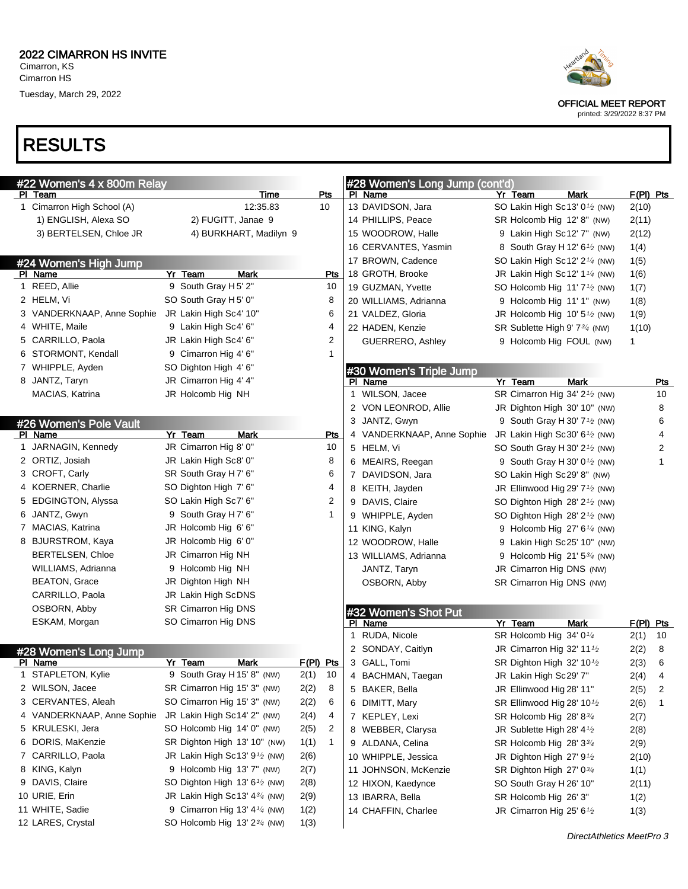# 2022 CIMARRON HS INVITE

Cimarron, KS
Cimarron HS
Tuesday, March 29, 2022

OFFICIAL MEET REPORT
printed: 3/29/2022 8:37 PM

# RESULTS

## #22 Women's 4 x 800m Relay

| Pl | Team | Time | Pts |
|---|---|---|---|
| 1 | Cimarron High School (A) | 12:35.83 | 10 |
| | 1) ENGLISH, Alexa SO | 2) FUGITT, Janae 9 | |
| | 3) BERTELSEN, Chloe JR | 4) BURKHART, Madilyn 9 | |

## #24 Women's High Jump

| Pl | Name | Yr | Team | Mark | Pts |
|---|---|---|---|---|---|
| 1 | REED, Allie | 9 | South Gray H | 5' 2" | 10 |
| 2 | HELM, Vi | SO | South Gray H | 5' 0" | 8 |
| 3 | VANDERKNAAP, Anne Sophie | JR | Lakin High Sc | 4' 10" | 6 |
| 4 | WHITE, Maile | 9 | Lakin High Sc | 4' 6" | 4 |
| 5 | CARRILLO, Paola | JR | Lakin High Sc | 4' 6" | 2 |
| 6 | STORMONT, Kendall | 9 | Cimarron Hig | 4' 6" | 1 |
| 7 | WHIPPLE, Ayden | SO | Dighton High | 4' 6" | |
| 8 | JANTZ, Taryn | JR | Cimarron Hig | 4' 4" | |
| | MACIAS, Katrina | JR | Holcomb Hig | NH | |

## #26 Women's Pole Vault

| Pl | Name | Yr | Team | Mark | Pts |
|---|---|---|---|---|---|
| 1 | JARNAGIN, Kennedy | JR | Cimarron Hig | 8' 0" | 10 |
| 2 | ORTIZ, Josiah | JR | Lakin High Sc | 8' 0" | 8 |
| 3 | CROFT, Carly | SR | South Gray H | 7' 6" | 6 |
| 4 | KOERNER, Charlie | SO | Dighton High | 7' 6" | 4 |
| 5 | EDGINGTON, Alyssa | SO | Lakin High Sc | 7' 6" | 2 |
| 6 | JANTZ, Gwyn | 9 | South Gray H | 7' 6" | 1 |
| 7 | MACIAS, Katrina | JR | Holcomb Hig | 6' 6" | |
| 8 | BJURSTROM, Kaya | JR | Holcomb Hig | 6' 0" | |
| | BERTELSEN, Chloe | JR | Cimarron Hig | NH | |
| | WILLIAMS, Adrianna | 9 | Holcomb Hig | NH | |
| | BEATON, Grace | JR | Dighton High | NH | |
| | CARRILLO, Paola | JR | Lakin High Sc | DNS | |
| | OSBORN, Abby | SR | Cimarron Hig | DNS | |
| | ESKAM, Morgan | SO | Cimarron Hig | DNS | |

## #28 Women's Long Jump

| Pl | Name | Yr | Team | Mark | F(Pl) | Pts |
|---|---|---|---|---|---|---|
| 1 | STAPLETON, Kylie | 9 | South Gray H | 15' 8" (NW) | 2(1) | 10 |
| 2 | WILSON, Jacee | SR | Cimarron Hig | 15' 3" (NW) | 2(2) | 8 |
| 3 | CERVANTES, Aleah | SO | Cimarron Hig | 15' 3" (NW) | 2(2) | 6 |
| 4 | VANDERKNAAP, Anne Sophie | JR | Lakin High Sc | 14' 2" (NW) | 2(4) | 4 |
| 5 | KRULESKI, Jera | SO | Holcomb Hig | 14' 0" (NW) | 2(5) | 2 |
| 6 | DORIS, MaKenzie | SR | Dighton High | 13' 10" (NW) | 1(1) | 1 |
| 7 | CARRILLO, Paola | JR | Lakin High Sc | 13' 9½ (NW) | 2(6) | |
| 8 | KING, Kalyn | 9 | Holcomb Hig | 13' 7" (NW) | 2(7) | |
| 9 | DAVIS, Claire | SO | Dighton High | 13' 6½ (NW) | 2(8) | |
| 10 | URIE, Erin | JR | Lakin High Sc | 13' 4¾ (NW) | 2(9) | |
| 11 | WHITE, Sadie | 9 | Cimarron Hig | 13' 4¼ (NW) | 1(2) | |
| 12 | LARES, Crystal | SO | Holcomb Hig | 13' 2¾ (NW) | 1(3) | |
| 13 | DAVIDSON, Jara | SO | Lakin High Sc | 13' 0½ (NW) | 2(10) | |
| 14 | PHILLIPS, Peace | SR | Holcomb Hig | 12' 8" (NW) | 2(11) | |
| 15 | WOODROW, Halle | 9 | Lakin High Sc | 12' 7" (NW) | 2(12) | |
| 16 | CERVANTES, Yasmin | 8 | South Gray H | 12' 6½ (NW) | 1(4) | |
| 17 | BROWN, Cadence | SO | Lakin High Sc | 12' 2¼ (NW) | 1(5) | |
| 18 | GROTH, Brooke | JR | Lakin High Sc | 12' 1¼ (NW) | 1(6) | |
| 19 | GUZMAN, Yvette | SO | Holcomb Hig | 11' 7½ (NW) | 1(7) | |
| 20 | WILLIAMS, Adrianna | 9 | Holcomb Hig | 11' 1" (NW) | 1(8) | |
| 21 | VALDEZ, Gloria | JR | Holcomb Hig | 10' 5½ (NW) | 1(9) | |
| 22 | HADEN, Kenzie | SR | Sublette High | 9' 7¾ (NW) | 1(10) | |
| | GUERRERO, Ashley | 9 | Holcomb Hig | FOUL (NW) | 1 | |

## #30 Women's Triple Jump

| Pl | Name | Yr | Team | Mark | Pts |
|---|---|---|---|---|---|
| 1 | WILSON, Jacee | SR | Cimarron Hig | 34' 2½ (NW) | 10 |
| 2 | VON LEONROD, Allie | JR | Dighton High | 30' 10" (NW) | 8 |
| 3 | JANTZ, Gwyn | 9 | South Gray H | 30' 7½ (NW) | 6 |
| 4 | VANDERKNAAP, Anne Sophie | JR | Lakin High Sc | 30' 6½ (NW) | 4 |
| 5 | HELM, Vi | SO | South Gray H | 30' 2½ (NW) | 2 |
| 6 | MEAIRS, Reegan | 9 | South Gray H | 30' 0½ (NW) | 1 |
| 7 | DAVIDSON, Jara | SO | Lakin High Sc | 29' 8" (NW) | |
| 8 | KEITH, Jayden | JR | Ellinwood Hig | 29' 7½ (NW) | |
| 9 | DAVIS, Claire | SO | Dighton High | 28' 2½ (NW) | |
| 9 | WHIPPLE, Ayden | SO | Dighton High | 28' 2½ (NW) | |
| 11 | KING, Kalyn | 9 | Holcomb Hig | 27' 6¼ (NW) | |
| 12 | WOODROW, Halle | 9 | Lakin High Sc | 25' 10" (NW) | |
| 13 | WILLIAMS, Adrianna | 9 | Holcomb Hig | 21' 5¾ (NW) | |
| | JANTZ, Taryn | JR | Cimarron Hig | DNS (NW) | |
| | OSBORN, Abby | SR | Cimarron Hig | DNS (NW) | |

## #32 Women's Shot Put

| Pl | Name | Yr | Team | Mark | F(Pl) | Pts |
|---|---|---|---|---|---|---|
| 1 | RUDA, Nicole | SR | Holcomb Hig | 34' 0¼ | 2(1) | 10 |
| 2 | SONDAY, Caitlyn | JR | Cimarron Hig | 32' 11½ | 2(2) | 8 |
| 3 | GALL, Tomi | SR | Dighton High | 32' 10½ | 2(3) | 6 |
| 4 | BACHMAN, Taegan | JR | Lakin High Sc | 29' 7" | 2(4) | 4 |
| 5 | BAKER, Bella | JR | Ellinwood Hig | 28' 11" | 2(5) | 2 |
| 6 | DIMITT, Mary | SR | Ellinwood Hig | 28' 10½ | 2(6) | 1 |
| 7 | KEPLEY, Lexi | SR | Holcomb Hig | 28' 8¾ | 2(7) | |
| 8 | WEBBER, Clarysa | JR | Sublette High | 28' 4½ | 2(8) | |
| 9 | ALDANA, Celina | SR | Holcomb Hig | 28' 3¾ | 2(9) | |
| 10 | WHIPPLE, Jessica | JR | Dighton High | 27' 9½ | 2(10) | |
| 11 | JOHNSON, McKenzie | SR | Dighton High | 27' 0¾ | 1(1) | |
| 12 | HIXON, Kaedynce | SO | South Gray H | 26' 10" | 2(11) | |
| 13 | IBARRA, Bella | SR | Holcomb Hig | 26' 3" | 1(2) | |
| 14 | CHAFFIN, Charlee | JR | Cimarron Hig | 25' 6½ | 1(3) | |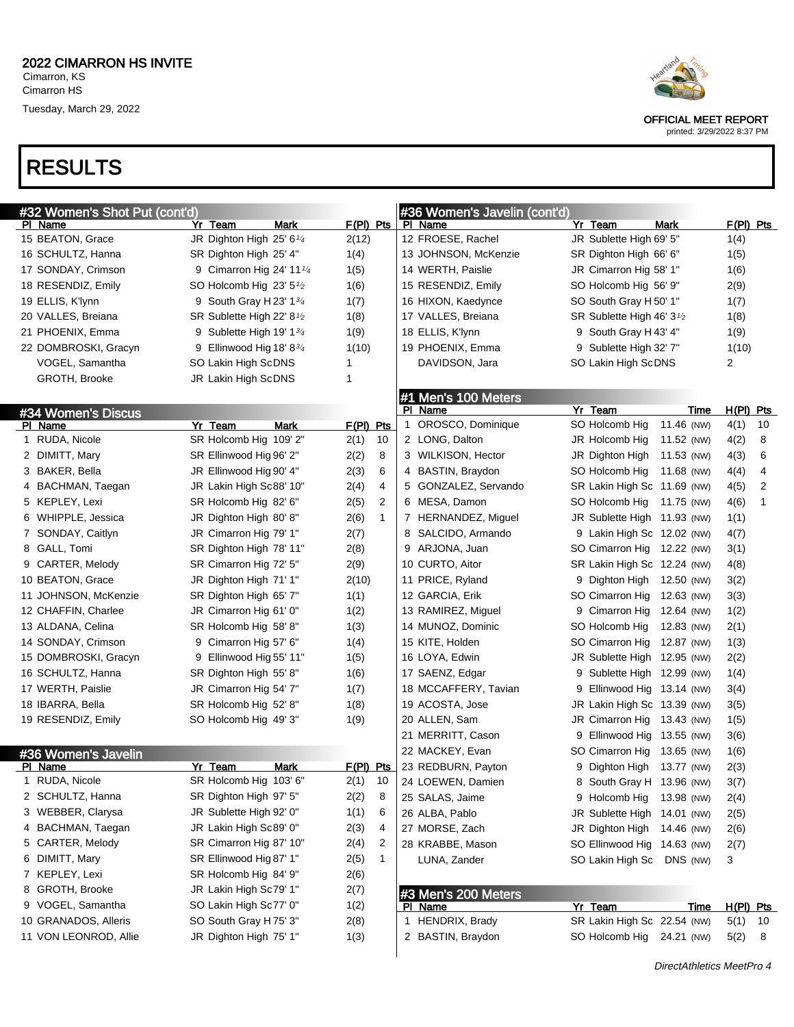## RESULTS

### #32 Women's Shot Put (cont'd)

| Pl | Name | Yr | Team | Mark | F(Pl) | Pts |
|---|---|---|---|---|---|---|
| 15 | BEATON, Grace | JR | Dighton High | 25' 6¼ | 2(12) | |
| 16 | SCHULTZ, Hanna | SR | Dighton High | 25' 4" | 1(4) | |
| 17 | SONDAY, Crimson | 9 | Cimarron Hig | 24' 11¼ | 1(5) | |
| 18 | RESENDIZ, Emily | SO | Holcomb Hig | 23' 5½ | 1(6) | |
| 19 | ELLIS, K'lynn | 9 | South Gray H | 23' 1¾ | 1(7) | |
| 20 | VALLES, Breiana | SR | Sublette High | 22' 8½ | 1(8) | |
| 21 | PHOENIX, Emma | 9 | Sublette Hig | 19' 1¾ | 1(9) | |
| 22 | DOMBROSKI, Gracyn | 9 | Ellinwood Hig | 18' 8¾ | 1(10) | |
| | VOGEL, Samantha | SO | Lakin High Sc | DNS | 1 | |
| | GROTH, Brooke | JR | Lakin High Sc | DNS | 1 | |

### #34 Women's Discus

| Pl | Name | Yr | Team | Mark | F(Pl) | Pts |
|---|---|---|---|---|---|---|
| 1 | RUDA, Nicole | SR | Holcomb Hig | 109' 2" | 2(1) | 10 |
| 2 | DIMITT, Mary | SR | Ellinwood Hig | 96' 2" | 2(2) | 8 |
| 3 | BAKER, Bella | JR | Ellinwood Hig | 90' 4" | 2(3) | 6 |
| 4 | BACHMAN, Taegan | JR | Lakin High Sc | 88' 10" | 2(4) | 4 |
| 5 | KEPLEY, Lexi | SR | Holcomb Hig | 82' 6" | 2(5) | 2 |
| 6 | WHIPPLE, Jessica | JR | Dighton High | 80' 8" | 2(6) | 1 |
| 7 | SONDAY, Caitlyn | JR | Cimarron Hig | 79' 1" | 2(7) | |
| 8 | GALL, Tomi | SR | Dighton High | 78' 11" | 2(8) | |
| 9 | CARTER, Melody | SR | Cimarron Hig | 72' 5" | 2(9) | |
| 10 | BEATON, Grace | JR | Dighton High | 71' 1" | 2(10) | |
| 11 | JOHNSON, McKenzie | SR | Dighton High | 65' 7" | 1(1) | |
| 12 | CHAFFIN, Charlee | JR | Cimarron Hig | 61' 0" | 1(2) | |
| 13 | ALDANA, Celina | SR | Holcomb Hig | 58' 8" | 1(3) | |
| 14 | SONDAY, Crimson | 9 | Cimarron Hig | 57' 6" | 1(4) | |
| 15 | DOMBROSKI, Gracyn | 9 | Ellinwood Hig | 55' 11" | 1(5) | |
| 16 | SCHULTZ, Hanna | SR | Dighton High | 55' 8" | 1(6) | |
| 17 | WERTH, Paislie | JR | Cimarron Hig | 54' 7" | 1(7) | |
| 18 | IBARRA, Bella | SR | Holcomb Hig | 52' 8" | 1(8) | |
| 19 | RESENDIZ, Emily | SO | Holcomb Hig | 49' 3" | 1(9) | |

### #36 Women's Javelin

| Pl | Name | Yr | Team | Mark | F(Pl) | Pts |
|---|---|---|---|---|---|---|
| 1 | RUDA, Nicole | SR | Holcomb Hig | 103' 6" | 2(1) | 10 |
| 2 | SCHULTZ, Hanna | SR | Dighton High | 97' 5" | 2(2) | 8 |
| 3 | WEBBER, Clarysa | JR | Sublette High | 92' 0" | 1(1) | 6 |
| 4 | BACHMAN, Taegan | JR | Lakin High Sc | 89' 0" | 2(3) | 4 |
| 5 | CARTER, Melody | SR | Cimarron Hig | 87' 10" | 2(4) | 2 |
| 6 | DIMITT, Mary | SR | Ellinwood Hig | 87' 1" | 2(5) | 1 |
| 7 | KEPLEY, Lexi | SR | Holcomb Hig | 84' 9" | 2(6) | |
| 8 | GROTH, Brooke | JR | Lakin High Sc | 79' 1" | 2(7) | |
| 9 | VOGEL, Samantha | SO | Lakin High Sc | 77' 0" | 1(2) | |
| 10 | GRANADOS, Alleris | SO | South Gray H | 75' 3" | 2(8) | |
| 11 | VON LEONROD, Allie | JR | Dighton High | 75' 1" | 1(3) | |
| 12 | FROESE, Rachel | JR | Sublette High | 69' 5" | 1(4) | |
| 13 | JOHNSON, McKenzie | SR | Dighton High | 66' 6" | 1(5) | |
| 14 | WERTH, Paislie | JR | Cimarron Hig | 58' 1" | 1(6) | |
| 15 | RESENDIZ, Emily | SO | Holcomb Hig | 56' 9" | 2(9) | |
| 16 | HIXON, Kaedynce | SO | South Gray H | 50' 1" | 1(7) | |
| 17 | VALLES, Breiana | SR | Sublette High | 46' 3½ | 1(8) | |
| 18 | ELLIS, K'lynn | 9 | South Gray H | 43' 4" | 1(9) | |
| 19 | PHOENIX, Emma | 9 | Sublette Hig | 32' 7" | 1(10) | |
| | DAVIDSON, Jara | SO | Lakin High Sc | DNS | 2 | |

### #1 Men's 100 Meters

| Pl | Name | Yr | Team | Time | H(Pl) | Pts |
|---|---|---|---|---|---|---|
| 1 | OROSCO, Dominique | SO | Holcomb Hig | 11.46 (NW) | 4(1) | 10 |
| 2 | LONG, Dalton | JR | Holcomb Hig | 11.52 (NW) | 4(2) | 8 |
| 3 | WILKISON, Hector | JR | Dighton High | 11.53 (NW) | 4(3) | 6 |
| 4 | BASTIN, Braydon | SO | Holcomb Hig | 11.68 (NW) | 4(4) | 4 |
| 5 | GONZALEZ, Servando | SR | Lakin High Sc | 11.69 (NW) | 4(5) | 2 |
| 6 | MESA, Damon | SO | Holcomb Hig | 11.75 (NW) | 4(6) | 1 |
| 7 | HERNANDEZ, Miguel | JR | Sublette High | 11.93 (NW) | 1(1) | |
| 8 | SALCIDO, Armando | 9 | Lakin High Sc | 12.02 (NW) | 4(7) | |
| 9 | ARJONA, Juan | SO | Cimarron Hig | 12.22 (NW) | 3(1) | |
| 10 | CURTO, Aitor | SR | Lakin High Sc | 12.24 (NW) | 4(8) | |
| 11 | PRICE, Ryland | 9 | Dighton High | 12.50 (NW) | 3(2) | |
| 12 | GARCIA, Erik | SO | Cimarron Hig | 12.63 (NW) | 3(3) | |
| 13 | RAMIREZ, Miguel | 9 | Cimarron Hig | 12.64 (NW) | 1(2) | |
| 14 | MUNOZ, Dominic | SO | Holcomb Hig | 12.83 (NW) | 2(1) | |
| 15 | KITE, Holden | SO | Cimarron Hig | 12.87 (NW) | 1(3) | |
| 16 | LOYA, Edwin | JR | Sublette High | 12.95 (NW) | 2(2) | |
| 17 | SAENZ, Edgar | 9 | Sublette High | 12.99 (NW) | 1(4) | |
| 18 | MCCAFFERY, Tavian | 9 | Ellinwood Hig | 13.14 (NW) | 3(4) | |
| 19 | ACOSTA, Jose | JR | Lakin High Sc | 13.39 (NW) | 3(5) | |
| 20 | ALLEN, Sam | JR | Cimarron Hig | 13.43 (NW) | 1(5) | |
| 21 | MERRITT, Cason | 9 | Ellinwood Hig | 13.55 (NW) | 3(6) | |
| 22 | MACKEY, Evan | SO | Cimarron Hig | 13.65 (NW) | 1(6) | |
| 23 | REDBURN, Payton | 9 | Dighton High | 13.77 (NW) | 2(3) | |
| 24 | LOEWEN, Damien | 8 | South Gray H | 13.96 (NW) | 3(7) | |
| 25 | SALAS, Jaime | 9 | Holcomb Hig | 13.98 (NW) | 2(4) | |
| 26 | ALBA, Pablo | JR | Sublette High | 14.01 (NW) | 2(5) | |
| 27 | MORSE, Zach | JR | Dighton High | 14.46 (NW) | 2(6) | |
| 28 | KRABBE, Mason | SO | Ellinwood Hig | 14.63 (NW) | 2(7) | |
| | LUNA, Zander | SO | Lakin High Sc | DNS (NW) | 3 | |

### #3 Men's 200 Meters

| Pl | Name | Yr | Team | Time | H(Pl) | Pts |
|---|---|---|---|---|---|---|
| 1 | HENDRIX, Brady | SR | Lakin High Sc | 22.54 (NW) | 5(1) | 10 |
| 2 | BASTIN, Braydon | SO | Holcomb Hig | 24.21 (NW) | 5(2) | 8 |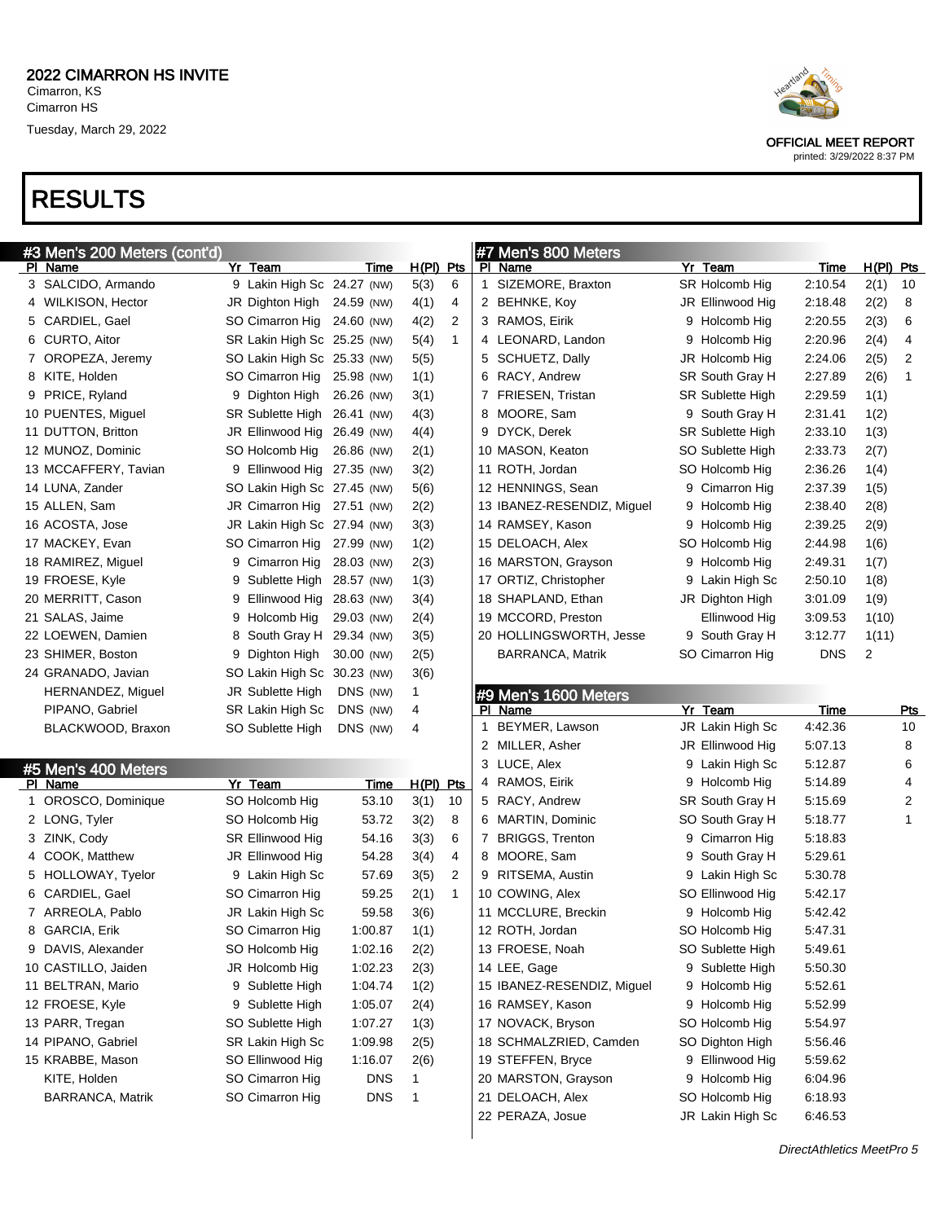# 2022 CIMARRON HS INVITE

Cimarron, KS
Cimarron HS
Tuesday, March 29, 2022

OFFICIAL MEET REPORT
printed: 3/29/2022 8:37 PM

# RESULTS

## #3 Men's 200 Meters (cont'd)

| Pl | Name | Yr | Team | Time | H(Pl) | Pts |
|---|---|---|---|---|---|---|
| 3 | SALCIDO, Armando | 9 | Lakin High Sc | 24.27 (NW) | 5(3) | 6 |
| 4 | WILKISON, Hector | JR | Dighton High | 24.59 (NW) | 4(1) | 4 |
| 5 | CARDIEL, Gael | SO | Cimarron Hig | 24.60 (NW) | 4(2) | 2 |
| 6 | CURTO, Aitor | SR | Lakin High Sc | 25.25 (NW) | 5(4) | 1 |
| 7 | OROPEZA, Jeremy | SO | Lakin High Sc | 25.33 (NW) | 5(5) | |
| 8 | KITE, Holden | SO | Cimarron Hig | 25.98 (NW) | 1(1) | |
| 9 | PRICE, Ryland | 9 | Dighton High | 26.26 (NW) | 3(1) | |
| 10 | PUENTES, Miguel | SR | Sublette High | 26.41 (NW) | 4(3) | |
| 11 | DUTTON, Britton | JR | Ellinwood Hig | 26.49 (NW) | 4(4) | |
| 12 | MUNOZ, Dominic | SO | Holcomb Hig | 26.86 (NW) | 2(1) | |
| 13 | MCCAFFERY, Tavian | 9 | Ellinwood Hig | 27.35 (NW) | 3(2) | |
| 14 | LUNA, Zander | SO | Lakin High Sc | 27.45 (NW) | 5(6) | |
| 15 | ALLEN, Sam | JR | Cimarron Hig | 27.51 (NW) | 2(2) | |
| 16 | ACOSTA, Jose | JR | Lakin High Sc | 27.94 (NW) | 3(3) | |
| 17 | MACKEY, Evan | SO | Cimarron Hig | 27.99 (NW) | 1(2) | |
| 18 | RAMIREZ, Miguel | 9 | Cimarron Hig | 28.03 (NW) | 2(3) | |
| 19 | FROESE, Kyle | 9 | Sublette High | 28.57 (NW) | 1(3) | |
| 20 | MERRITT, Cason | 9 | Ellinwood Hig | 28.63 (NW) | 3(4) | |
| 21 | SALAS, Jaime | 9 | Holcomb Hig | 29.03 (NW) | 2(4) | |
| 22 | LOEWEN, Damien | 8 | South Gray H | 29.34 (NW) | 3(5) | |
| 23 | SHIMER, Boston | 9 | Dighton High | 30.00 (NW) | 2(5) | |
| 24 | GRANADO, Javian | SO | Lakin High Sc | 30.23 (NW) | 3(6) | |
| | HERNANDEZ, Miguel | JR | Sublette High | DNS (NW) | 1 | |
| | PIPANO, Gabriel | SR | Lakin High Sc | DNS (NW) | 4 | |
| | BLACKWOOD, Braxon | SO | Sublette High | DNS (NW) | 4 | |

## #5 Men's 400 Meters

| Pl | Name | Yr | Team | Time | H(Pl) | Pts |
|---|---|---|---|---|---|---|
| 1 | OROSCO, Dominique | SO | Holcomb Hig | 53.10 | 3(1) | 10 |
| 2 | LONG, Tyler | SO | Holcomb Hig | 53.72 | 3(2) | 8 |
| 3 | ZINK, Cody | SR | Ellinwood Hig | 54.16 | 3(3) | 6 |
| 4 | COOK, Matthew | JR | Ellinwood Hig | 54.28 | 3(4) | 4 |
| 5 | HOLLOWAY, Tyelor | 9 | Lakin High Sc | 57.69 | 3(5) | 2 |
| 6 | CARDIEL, Gael | SO | Cimarron Hig | 59.25 | 2(1) | 1 |
| 7 | ARREOLA, Pablo | JR | Lakin High Sc | 59.58 | 3(6) | |
| 8 | GARCIA, Erik | SO | Cimarron Hig | 1:00.87 | 1(1) | |
| 9 | DAVIS, Alexander | SO | Holcomb Hig | 1:02.16 | 2(2) | |
| 10 | CASTILLO, Jaiden | JR | Holcomb Hig | 1:02.23 | 2(3) | |
| 11 | BELTRAN, Mario | 9 | Sublette High | 1:04.74 | 1(2) | |
| 12 | FROESE, Kyle | 9 | Sublette High | 1:05.07 | 2(4) | |
| 13 | PARR, Tregan | SO | Sublette High | 1:07.27 | 1(3) | |
| 14 | PIPANO, Gabriel | SR | Lakin High Sc | 1:09.98 | 2(5) | |
| 15 | KRABBE, Mason | SO | Ellinwood Hig | 1:16.07 | 2(6) | |
| | KITE, Holden | SO | Cimarron Hig | DNS | 1 | |
| | BARRANCA, Matrik | SO | Cimarron Hig | DNS | 1 | |

## #7 Men's 800 Meters

| Pl | Name | Yr | Team | Time | H(Pl) | Pts |
|---|---|---|---|---|---|---|
| 1 | SIZEMORE, Braxton | SR | Holcomb Hig | 2:10.54 | 2(1) | 10 |
| 2 | BEHNKE, Koy | JR | Ellinwood Hig | 2:18.48 | 2(2) | 8 |
| 3 | RAMOS, Eirik | 9 | Holcomb Hig | 2:20.55 | 2(3) | 6 |
| 4 | LEONARD, Landon | 9 | Holcomb Hig | 2:20.96 | 2(4) | 4 |
| 5 | SCHUETZ, Dally | JR | Holcomb Hig | 2:24.06 | 2(5) | 2 |
| 6 | RACY, Andrew | SR | South Gray H | 2:27.89 | 2(6) | 1 |
| 7 | FRIESEN, Tristan | SR | Sublette High | 2:29.59 | 1(1) | |
| 8 | MOORE, Sam | 9 | South Gray H | 2:31.41 | 1(2) | |
| 9 | DYCK, Derek | SR | Sublette High | 2:33.10 | 1(3) | |
| 10 | MASON, Keaton | SO | Sublette High | 2:33.73 | 2(7) | |
| 11 | ROTH, Jordan | SO | Holcomb Hig | 2:36.26 | 1(4) | |
| 12 | HENNINGS, Sean | 9 | Cimarron Hig | 2:37.39 | 1(5) | |
| 13 | IBANEZ-RESENDIZ, Miguel | 9 | Holcomb Hig | 2:38.40 | 2(8) | |
| 14 | RAMSEY, Kason | 9 | Holcomb Hig | 2:39.25 | 2(9) | |
| 15 | DELOACH, Alex | SO | Holcomb Hig | 2:44.98 | 1(6) | |
| 16 | MARSTON, Grayson | 9 | Holcomb Hig | 2:49.31 | 1(7) | |
| 17 | ORTIZ, Christopher | 9 | Lakin High Sc | 2:50.10 | 1(8) | |
| 18 | SHAPLAND, Ethan | JR | Dighton High | 3:01.09 | 1(9) | |
| 19 | MCCORD, Preston | | Ellinwood Hig | 3:09.53 | 1(10) | |
| 20 | HOLLINGSWORTH, Jesse | 9 | South Gray H | 3:12.77 | 1(11) | |
| | BARRANCA, Matrik | SO | Cimarron Hig | DNS | 2 | |

## #9 Men's 1600 Meters

| Pl | Name | Yr | Team | Time | Pts |
|---|---|---|---|---|---|
| 1 | BEYMER, Lawson | JR | Lakin High Sc | 4:42.36 | 10 |
| 2 | MILLER, Asher | JR | Ellinwood Hig | 5:07.13 | 8 |
| 3 | LUCE, Alex | 9 | Lakin High Sc | 5:12.87 | 6 |
| 4 | RAMOS, Eirik | 9 | Holcomb Hig | 5:14.89 | 4 |
| 5 | RACY, Andrew | SR | South Gray H | 5:15.69 | 2 |
| 6 | MARTIN, Dominic | SO | South Gray H | 5:18.77 | 1 |
| 7 | BRIGGS, Trenton | 9 | Cimarron Hig | 5:18.83 | |
| 8 | MOORE, Sam | 9 | South Gray H | 5:29.61 | |
| 9 | RITSEMA, Austin | 9 | Lakin High Sc | 5:30.78 | |
| 10 | COWING, Alex | SO | Ellinwood Hig | 5:42.17 | |
| 11 | MCCLURE, Breckin | 9 | Holcomb Hig | 5:42.42 | |
| 12 | ROTH, Jordan | SO | Holcomb Hig | 5:47.31 | |
| 13 | FROESE, Noah | SO | Sublette High | 5:49.61 | |
| 14 | LEE, Gage | 9 | Sublette High | 5:50.30 | |
| 15 | IBANEZ-RESENDIZ, Miguel | 9 | Holcomb Hig | 5:52.61 | |
| 16 | RAMSEY, Kason | 9 | Holcomb Hig | 5:52.99 | |
| 17 | NOVACK, Bryson | SO | Holcomb Hig | 5:54.97 | |
| 18 | SCHMALZRIED, Camden | SO | Dighton High | 5:56.46 | |
| 19 | STEFFEN, Bryce | 9 | Ellinwood Hig | 5:59.62 | |
| 20 | MARSTON, Grayson | 9 | Holcomb Hig | 6:04.96 | |
| 21 | DELOACH, Alex | SO | Holcomb Hig | 6:18.93 | |
| 22 | PERAZA, Josue | JR | Lakin High Sc | 6:46.53 | |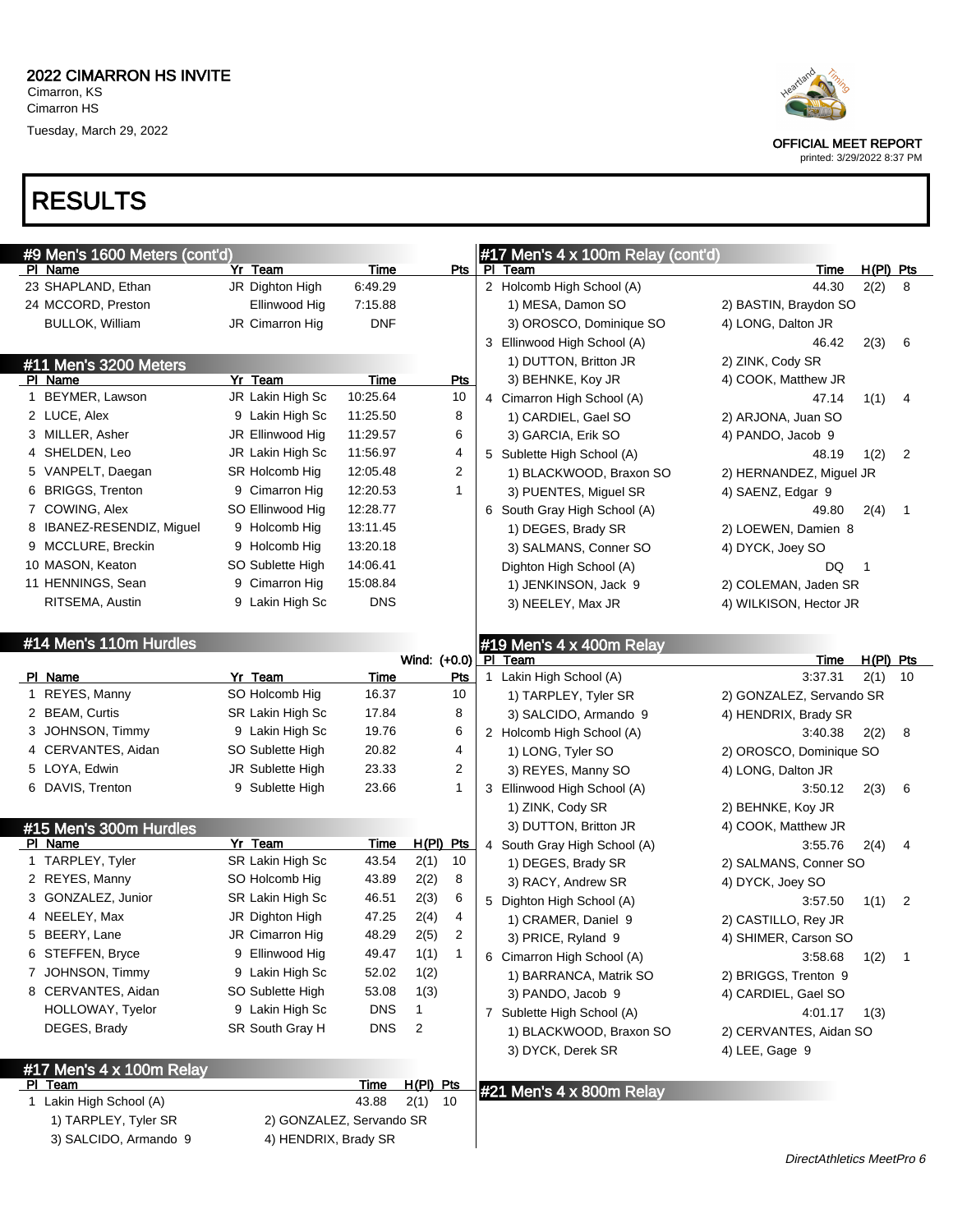## 2022 CIMARRON HS INVITE

Cimarron, KS
Cimarron HS
Tuesday, March 29, 2022

OFFICIAL MEET REPORT
printed: 3/29/2022 8:37 PM

# RESULTS

### #9 Men's 1600 Meters (cont'd)

| Pl | Name | Yr | Team | Time | Pts |
|---|---|---|---|---|---|
| 23 | SHAPLAND, Ethan | JR | Dighton High | 6:49.29 | |
| 24 | MCCORD, Preston | | Ellinwood Hig | 7:15.88 | |
| | BULLOK, William | JR | Cimarron Hig | DNF | |

### #11 Men's 3200 Meters

| Pl | Name | Yr | Team | Time | Pts |
|---|---|---|---|---|---|
| 1 | BEYMER, Lawson | JR | Lakin High Sc | 10:25.64 | 10 |
| 2 | LUCE, Alex | 9 | Lakin High Sc | 11:25.50 | 8 |
| 3 | MILLER, Asher | JR | Ellinwood Hig | 11:29.57 | 6 |
| 4 | SHELDEN, Leo | JR | Lakin High Sc | 11:56.97 | 4 |
| 5 | VANPELT, Daegan | SR | Holcomb Hig | 12:05.48 | 2 |
| 6 | BRIGGS, Trenton | 9 | Cimarron Hig | 12:20.53 | 1 |
| 7 | COWING, Alex | SO | Ellinwood Hig | 12:28.77 | |
| 8 | IBANEZ-RESENDIZ, Miguel | 9 | Holcomb Hig | 13:11.45 | |
| 9 | MCCLURE, Breckin | 9 | Holcomb Hig | 13:20.18 | |
| 10 | MASON, Keaton | SO | Sublette High | 14:06.41 | |
| 11 | HENNINGS, Sean | 9 | Cimarron Hig | 15:08.84 | |
| | RITSEMA, Austin | 9 | Lakin High Sc | DNS | |

### #14 Men's 110m Hurdles

Wind: (+0.0)

| Pl | Name | Yr | Team | Time | Pts |
|---|---|---|---|---|---|
| 1 | REYES, Manny | SO | Holcomb Hig | 16.37 | 10 |
| 2 | BEAM, Curtis | SR | Lakin High Sc | 17.84 | 8 |
| 3 | JOHNSON, Timmy | 9 | Lakin High Sc | 19.76 | 6 |
| 4 | CERVANTES, Aidan | SO | Sublette High | 20.82 | 4 |
| 5 | LOYA, Edwin | JR | Sublette High | 23.33 | 2 |
| 6 | DAVIS, Trenton | 9 | Sublette High | 23.66 | 1 |

### #15 Men's 300m Hurdles

| Pl | Name | Yr | Team | Time | H(Pl) | Pts |
|---|---|---|---|---|---|---|
| 1 | TARPLEY, Tyler | SR | Lakin High Sc | 43.54 | 2(1) | 10 |
| 2 | REYES, Manny | SO | Holcomb Hig | 43.89 | 2(2) | 8 |
| 3 | GONZALEZ, Junior | SR | Lakin High Sc | 46.51 | 2(3) | 6 |
| 4 | NEELEY, Max | JR | Dighton High | 47.25 | 2(4) | 4 |
| 5 | BEERY, Lane | JR | Cimarron Hig | 48.29 | 2(5) | 2 |
| 6 | STEFFEN, Bryce | 9 | Ellinwood Hig | 49.47 | 1(1) | 1 |
| 7 | JOHNSON, Timmy | 9 | Lakin High Sc | 52.02 | 1(2) | |
| 8 | CERVANTES, Aidan | SO | Sublette High | 53.08 | 1(3) | |
| | HOLLOWAY, Tyelor | 9 | Lakin High Sc | DNS | 1 | |
| | DEGES, Brady | SR | South Gray H | DNS | 2 | |

### #17 Men's 4 x 100m Relay

| Pl | Team | Time | H(Pl) | Pts |
|---|---|---|---|---|
| 1 | Lakin High School (A) | 43.88 | 2(1) | 10 |
| | 1) TARPLEY, Tyler SR; 2) GONZALEZ, Servando SR; 3) SALCIDO, Armando 9; 4) HENDRIX, Brady SR | | | |
| 2 | Holcomb High School (A) | 44.30 | 2(2) | 8 |
| | 1) MESA, Damon SO; 2) BASTIN, Braydon SO; 3) OROSCO, Dominique SO; 4) LONG, Dalton JR | | | |
| 3 | Ellinwood High School (A) | 46.42 | 2(3) | 6 |
| | 1) DUTTON, Britton JR; 2) ZINK, Cody SR; 3) BEHNKE, Koy JR; 4) COOK, Matthew JR | | | |
| 4 | Cimarron High School (A) | 47.14 | 1(1) | 4 |
| | 1) CARDIEL, Gael SO; 2) ARJONA, Juan SO; 3) GARCIA, Erik SO; 4) PANDO, Jacob 9 | | | |
| 5 | Sublette High School (A) | 48.19 | 1(2) | 2 |
| | 1) BLACKWOOD, Braxon SO; 2) HERNANDEZ, Miguel JR; 3) PUENTES, Miguel SR; 4) SAENZ, Edgar 9 | | | |
| 6 | South Gray High School (A) | 49.80 | 2(4) | 1 |
| | 1) DEGES, Brady SR; 2) LOEWEN, Damien 8; 3) SALMANS, Conner SO; 4) DYCK, Joey SO | | | |
| | Dighton High School (A) | DQ | 1 | |
| | 1) JENKINSON, Jack 9; 2) COLEMAN, Jaden SR; 3) NEELEY, Max JR; 4) WILKISON, Hector JR | | | |

### #19 Men's 4 x 400m Relay

| Pl | Team | Time | H(Pl) | Pts |
|---|---|---|---|---|
| 1 | Lakin High School (A) | 3:37.31 | 2(1) | 10 |
| | 1) TARPLEY, Tyler SR; 2) GONZALEZ, Servando SR; 3) SALCIDO, Armando 9; 4) HENDRIX, Brady SR | | | |
| 2 | Holcomb High School (A) | 3:40.38 | 2(2) | 8 |
| | 1) LONG, Tyler SO; 2) OROSCO, Dominique SO; 3) REYES, Manny SO; 4) LONG, Dalton JR | | | |
| 3 | Ellinwood High School (A) | 3:50.12 | 2(3) | 6 |
| | 1) ZINK, Cody SR; 2) BEHNKE, Koy JR; 3) DUTTON, Britton JR; 4) COOK, Matthew JR | | | |
| 4 | South Gray High School (A) | 3:55.76 | 2(4) | 4 |
| | 1) DEGES, Brady SR; 2) SALMANS, Conner SO; 3) RACY, Andrew SR; 4) DYCK, Joey SO | | | |
| 5 | Dighton High School (A) | 3:57.50 | 1(1) | 2 |
| | 1) CRAMER, Daniel 9; 2) CASTILLO, Rey JR; 3) PRICE, Ryland 9; 4) SHIMER, Carson SO | | | |
| 6 | Cimarron High School (A) | 3:58.68 | 1(2) | 1 |
| | 1) BARRANCA, Matrik SO; 2) BRIGGS, Trenton 9; 3) PANDO, Jacob 9; 4) CARDIEL, Gael SO | | | |
| 7 | Sublette High School (A) | 4:01.17 | 1(3) | |
| | 1) BLACKWOOD, Braxon SO; 2) CERVANTES, Aidan SO; 3) DYCK, Derek SR; 4) LEE, Gage 9 | | | |

### #21 Men's 4 x 800m Relay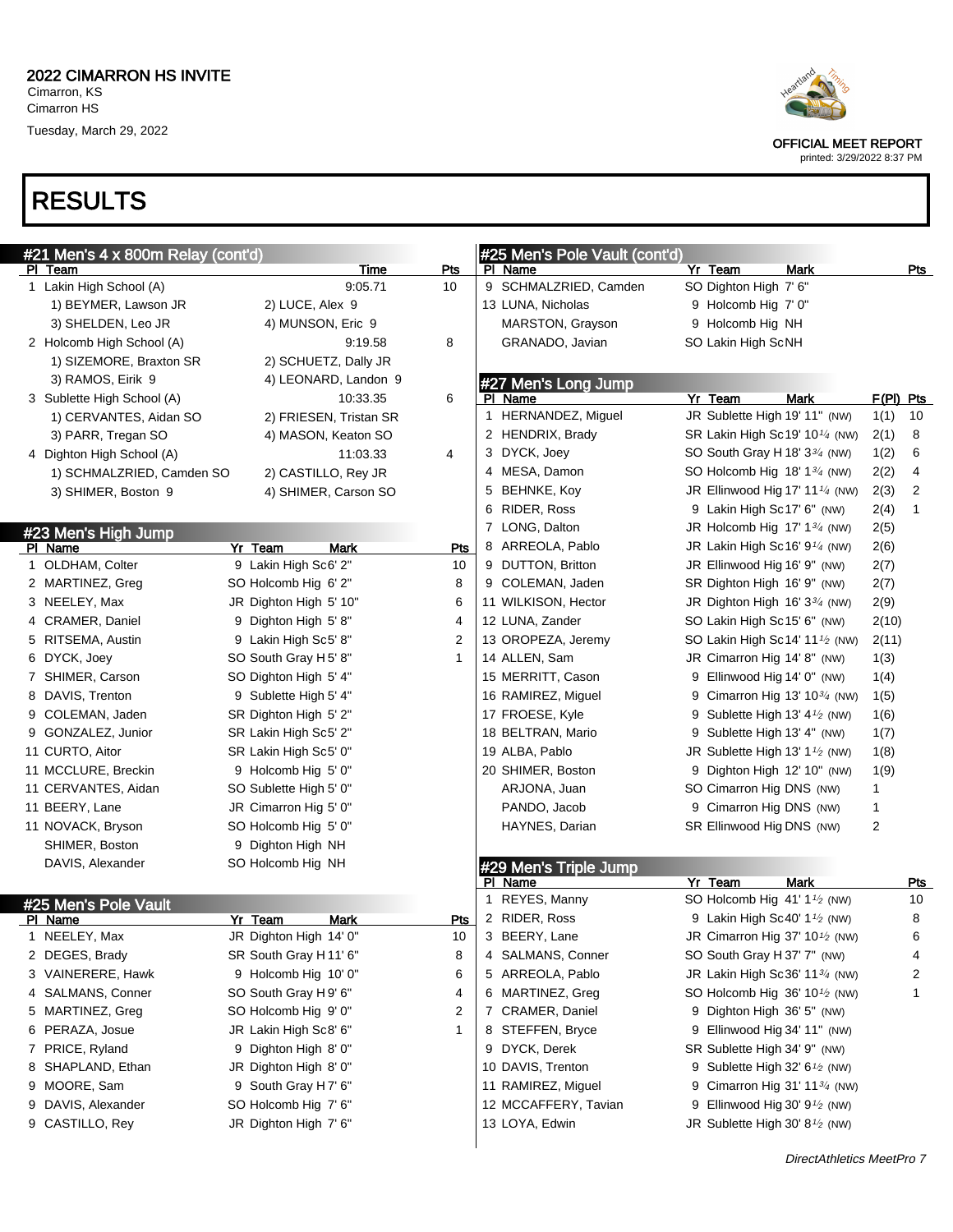2022 CIMARRON HS INVITE
Cimarron, KS
Cimarron HS
Tuesday, March 29, 2022

OFFICIAL MEET REPORT
printed: 3/29/2022 8:37 PM

# RESULTS

## #21 Men's 4 x 800m Relay (cont'd)

| Pl | Team | Time | Pts |
|---|---|---|---|
| 1 | Lakin High School (A) | 9:05.71 | 10 |
| | 1) BEYMER, Lawson JR; 2) LUCE, Alex 9; 3) SHELDEN, Leo JR; 4) MUNSON, Eric 9 | | |
| 2 | Holcomb High School (A) | 9:19.58 | 8 |
| | 1) SIZEMORE, Braxton SR; 2) SCHUETZ, Dally JR; 3) RAMOS, Eirik 9; 4) LEONARD, Landon 9 | | |
| 3 | Sublette High School (A) | 10:33.35 | 6 |
| | 1) CERVANTES, Aidan SO; 2) FRIESEN, Tristan SR; 3) PARR, Tregan SO; 4) MASON, Keaton SO | | |
| 4 | Dighton High School (A) | 11:03.33 | 4 |
| | 1) SCHMALZRIED, Camden SO; 2) CASTILLO, Rey JR; 3) SHIMER, Boston 9; 4) SHIMER, Carson SO | | |

## #23 Men's High Jump

| Pl | Name | Yr | Team | Mark | Pts |
|---|---|---|---|---|---|
| 1 | OLDHAM, Colter | 9 | Lakin High Sc | 6' 2" | 10 |
| 2 | MARTINEZ, Greg | SO | Holcomb Hig | 6' 2" | 8 |
| 3 | NEELEY, Max | JR | Dighton High | 5' 10" | 6 |
| 4 | CRAMER, Daniel | 9 | Dighton High | 5' 8" | 4 |
| 5 | RITSEMA, Austin | 9 | Lakin High Sc | 5' 8" | 2 |
| 6 | DYCK, Joey | SO | South Gray H | 5' 8" | 1 |
| 7 | SHIMER, Carson | SO | Dighton High | 5' 4" | |
| 8 | DAVIS, Trenton | 9 | Sublette High | 5' 4" | |
| 9 | COLEMAN, Jaden | SR | Dighton High | 5' 2" | |
| 9 | GONZALEZ, Junior | SR | Lakin High Sc | 5' 2" | |
| 11 | CURTO, Aitor | SR | Lakin High Sc | 5' 0" | |
| 11 | MCCLURE, Breckin | 9 | Holcomb Hig | 5' 0" | |
| 11 | CERVANTES, Aidan | SO | Sublette High | 5' 0" | |
| 11 | BEERY, Lane | JR | Cimarron Hig | 5' 0" | |
| 11 | NOVACK, Bryson | SO | Holcomb Hig | 5' 0" | |
| | SHIMER, Boston | 9 | Dighton High | NH | |
| | DAVIS, Alexander | SO | Holcomb Hig | NH | |

## #25 Men's Pole Vault

| Pl | Name | Yr | Team | Mark | Pts |
|---|---|---|---|---|---|
| 1 | NEELEY, Max | JR | Dighton High | 14' 0" | 10 |
| 2 | DEGES, Brady | SR | South Gray H | 11' 6" | 8 |
| 3 | VAINERERE, Hawk | 9 | Holcomb Hig | 10' 0" | 6 |
| 4 | SALMANS, Conner | SO | South Gray H | 9' 6" | 4 |
| 5 | MARTINEZ, Greg | SO | Holcomb Hig | 9' 0" | 2 |
| 6 | PERAZA, Josue | JR | Lakin High Sc | 8' 6" | 1 |
| 7 | PRICE, Ryland | 9 | Dighton High | 8' 0" | |
| 8 | SHAPLAND, Ethan | JR | Dighton High | 8' 0" | |
| 9 | MOORE, Sam | 9 | South Gray H | 7' 6" | |
| 9 | DAVIS, Alexander | SO | Holcomb Hig | 7' 6" | |
| 9 | CASTILLO, Rey | JR | Dighton High | 7' 6" | |
| 9 | SCHMALZRIED, Camden | SO | Dighton High | 7' 6" | |
| 13 | LUNA, Nicholas | 9 | Holcomb Hig | 7' 0" | |
| | MARSTON, Grayson | 9 | Holcomb Hig | NH | |
| | GRANADO, Javian | SO | Lakin High Sc | NH | |

## #27 Men's Long Jump

| Pl | Name | Yr | Team | Mark | F(Pl) | Pts |
|---|---|---|---|---|---|---|
| 1 | HERNANDEZ, Miguel | JR | Sublette High | 19' 11" (NW) | 1(1) | 10 |
| 2 | HENDRIX, Brady | SR | Lakin High Sc | 19' 10¼ (NW) | 2(1) | 8 |
| 3 | DYCK, Joey | SO | South Gray H | 18' 3¾ (NW) | 1(2) | 6 |
| 4 | MESA, Damon | SO | Holcomb Hig | 18' 1¾ (NW) | 2(2) | 4 |
| 5 | BEHNKE, Koy | JR | Ellinwood Hig | 17' 11¼ (NW) | 2(3) | 2 |
| 6 | RIDER, Ross | 9 | Lakin High Sc | 17' 6" (NW) | 2(4) | 1 |
| 7 | LONG, Dalton | JR | Holcomb Hig | 17' 1¾ (NW) | 2(5) | |
| 8 | ARREOLA, Pablo | JR | Lakin High Sc | 16' 9¼ (NW) | 2(6) | |
| 9 | DUTTON, Britton | JR | Ellinwood Hig | 16' 9" (NW) | 2(7) | |
| 9 | COLEMAN, Jaden | SR | Dighton High | 16' 9" (NW) | 2(7) | |
| 11 | WILKISON, Hector | JR | Dighton High | 16' 3¾ (NW) | 2(9) | |
| 12 | LUNA, Zander | SO | Lakin High Sc | 15' 6" (NW) | 2(10) | |
| 13 | OROPEZA, Jeremy | SO | Lakin High Sc | 14' 11½ (NW) | 2(11) | |
| 14 | ALLEN, Sam | JR | Cimarron Hig | 14' 8" (NW) | 1(3) | |
| 15 | MERRITT, Cason | 9 | Ellinwood Hig | 14' 0" (NW) | 1(4) | |
| 16 | RAMIREZ, Miguel | 9 | Cimarron Hig | 13' 10¾ (NW) | 1(5) | |
| 17 | FROESE, Kyle | 9 | Sublette High | 13' 4½ (NW) | 1(6) | |
| 18 | BELTRAN, Mario | 9 | Sublette High | 13' 4" (NW) | 1(7) | |
| 19 | ALBA, Pablo | JR | Sublette High | 13' 1½ (NW) | 1(8) | |
| 20 | SHIMER, Boston | 9 | Dighton High | 12' 10" (NW) | 1(9) | |
| | ARJONA, Juan | SO | Cimarron Hig | DNS (NW) | 1 | |
| | PANDO, Jacob | 9 | Cimarron Hig | DNS (NW) | 1 | |
| | HAYNES, Darian | SR | Ellinwood Hig | DNS (NW) | 2 | |

## #29 Men's Triple Jump

| Pl | Name | Yr | Team | Mark | Pts |
|---|---|---|---|---|---|
| 1 | REYES, Manny | SO | Holcomb Hig | 41' 1½ (NW) | 10 |
| 2 | RIDER, Ross | 9 | Lakin High Sc | 40' 1½ (NW) | 8 |
| 3 | BEERY, Lane | JR | Cimarron Hig | 37' 10½ (NW) | 6 |
| 4 | SALMANS, Conner | SO | South Gray H | 37' 7" (NW) | 4 |
| 5 | ARREOLA, Pablo | JR | Lakin High Sc | 36' 11¾ (NW) | 2 |
| 6 | MARTINEZ, Greg | SO | Holcomb Hig | 36' 10½ (NW) | 1 |
| 7 | CRAMER, Daniel | 9 | Dighton High | 36' 5" (NW) | |
| 8 | STEFFEN, Bryce | 9 | Ellinwood Hig | 34' 11" (NW) | |
| 9 | DYCK, Derek | SR | Sublette High | 34' 9" (NW) | |
| 10 | DAVIS, Trenton | 9 | Sublette High | 32' 6½ (NW) | |
| 11 | RAMIREZ, Miguel | 9 | Cimarron Hig | 31' 11¾ (NW) | |
| 12 | MCCAFFERY, Tavian | 9 | Ellinwood Hig | 30' 9½ (NW) | |
| 13 | LOYA, Edwin | JR | Sublette High | 30' 8½ (NW) | |

DirectAthletics MeetPro 7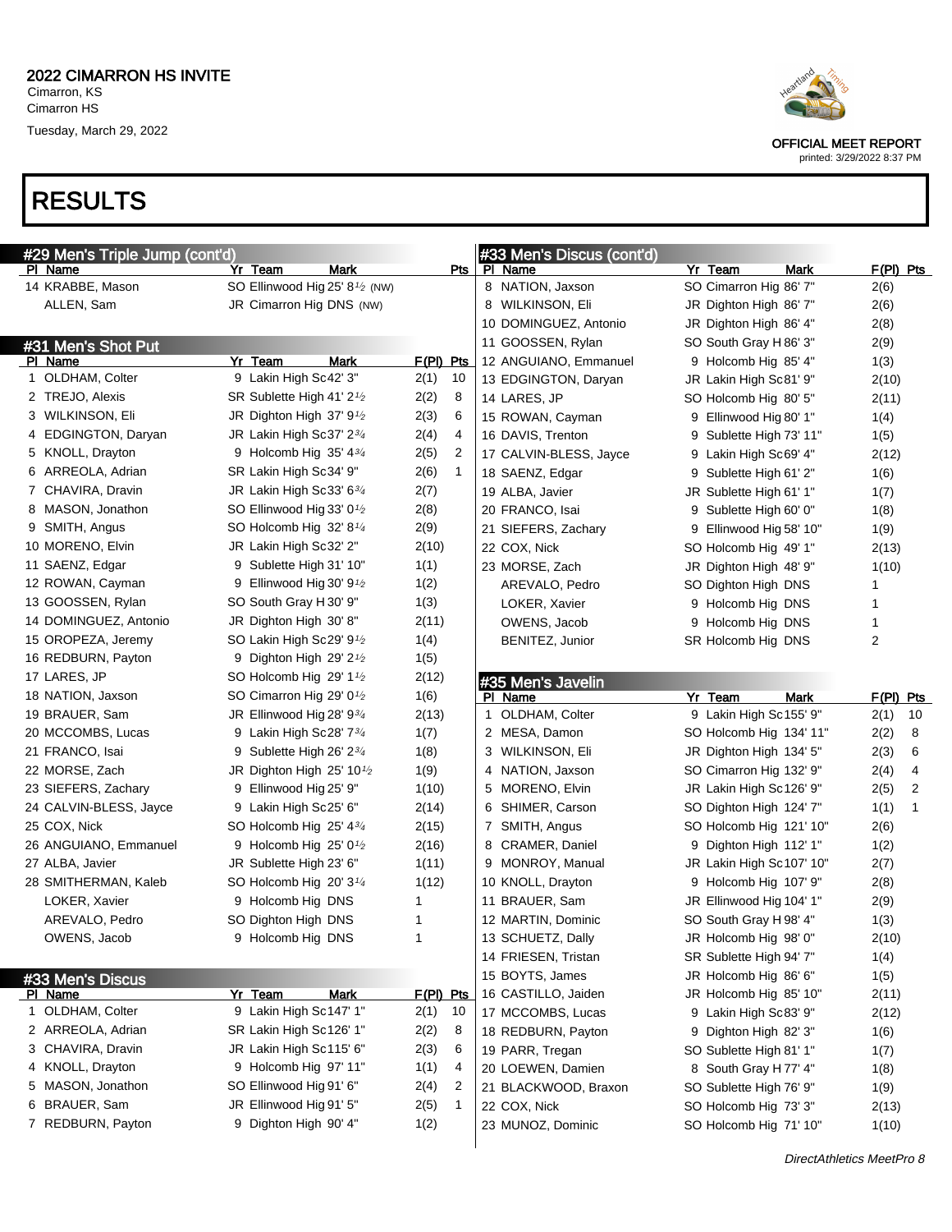## 2022 CIMARRON HS INVITE

Cimarron, KS
Cimarron HS
Tuesday, March 29, 2022

OFFICIAL MEET REPORT
printed: 3/29/2022 8:37 PM

# RESULTS

### #29 Men's Triple Jump (cont'd)

| Pl | Name | Yr | Team | Mark | Pts |
|---|---|---|---|---|---|
| 14 | KRABBE, Mason | SO | Ellinwood Hig | 25' 8½ (NW) | |
| | ALLEN, Sam | JR | Cimarron Hig | DNS (NW) | |

### #31 Men's Shot Put

| Pl | Name | Yr | Team | Mark | F(Pl) | Pts |
|---|---|---|---|---|---|---|
| 1 | OLDHAM, Colter | 9 | Lakin High Sc | 42' 3" | 2(1) | 10 |
| 2 | TREJO, Alexis | SR | Sublette High | 41' 2½ | 2(2) | 8 |
| 3 | WILKINSON, Eli | JR | Dighton High | 37' 9½ | 2(3) | 6 |
| 4 | EDGINGTON, Daryan | JR | Lakin High Sc | 37' 2¾ | 2(4) | 4 |
| 5 | KNOLL, Drayton | 9 | Holcomb Hig | 35' 4¾ | 2(5) | 2 |
| 6 | ARREOLA, Adrian | SR | Lakin High Sc | 34' 9" | 2(6) | 1 |
| 7 | CHAVIRA, Dravin | JR | Lakin High Sc | 33' 6¾ | 2(7) | |
| 8 | MASON, Jonathon | SO | Ellinwood Hig | 33' 0½ | 2(8) | |
| 9 | SMITH, Angus | SO | Holcomb Hig | 32' 8¼ | 2(9) | |
| 10 | MORENO, Elvin | JR | Lakin High Sc | 32' 2" | 2(10) | |
| 11 | SAENZ, Edgar | 9 | Sublette High | 31' 10" | 1(1) | |
| 12 | ROWAN, Cayman | 9 | Ellinwood Hig | 30' 9½ | 1(2) | |
| 13 | GOOSSEN, Rylan | SO | South Gray H | 30' 9" | 1(3) | |
| 14 | DOMINGUEZ, Antonio | JR | Dighton High | 30' 8" | 2(11) | |
| 15 | OROPEZA, Jeremy | SO | Lakin High Sc | 29' 9½ | 1(4) | |
| 16 | REDBURN, Payton | 9 | Dighton High | 29' 2½ | 1(5) | |
| 17 | LARES, JP | SO | Holcomb Hig | 29' 1½ | 2(12) | |
| 18 | NATION, Jaxson | SO | Cimarron Hig | 29' 0½ | 1(6) | |
| 19 | BRAUER, Sam | JR | Ellinwood Hig | 28' 9¾ | 2(13) | |
| 20 | MCCOMBS, Lucas | 9 | Lakin High Sc | 28' 7¾ | 1(7) | |
| 21 | FRANCO, Isai | 9 | Sublette High | 26' 2¾ | 1(8) | |
| 22 | MORSE, Zach | JR | Dighton High | 25' 10½ | 1(9) | |
| 23 | SIEFERS, Zachary | 9 | Ellinwood Hig | 25' 9" | 1(10) | |
| 24 | CALVIN-BLESS, Jayce | 9 | Lakin High Sc | 25' 6" | 2(14) | |
| 25 | COX, Nick | SO | Holcomb Hig | 25' 4¾ | 2(15) | |
| 26 | ANGUIANO, Emmanuel | 9 | Holcomb Hig | 25' 0½ | 2(16) | |
| 27 | ALBA, Javier | JR | Sublette High | 23' 6" | 1(11) | |
| 28 | SMITHERMAN, Kaleb | SO | Holcomb Hig | 20' 3¼ | 1(12) | |
| | LOKER, Xavier | 9 | Holcomb Hig | DNS | 1 | |
| | AREVALO, Pedro | SO | Dighton High | DNS | 1 | |
| | OWENS, Jacob | 9 | Holcomb Hig | DNS | 1 | |

### #33 Men's Discus

| Pl | Name | Yr | Team | Mark | F(Pl) | Pts |
|---|---|---|---|---|---|---|
| 1 | OLDHAM, Colter | 9 | Lakin High Sc | 147' 1" | 2(1) | 10 |
| 2 | ARREOLA, Adrian | SR | Lakin High Sc | 126' 1" | 2(2) | 8 |
| 3 | CHAVIRA, Dravin | JR | Lakin High Sc | 115' 6" | 2(3) | 6 |
| 4 | KNOLL, Drayton | 9 | Holcomb Hig | 97' 11" | 1(1) | 4 |
| 5 | MASON, Jonathon | SO | Ellinwood Hig | 91' 6" | 2(4) | 2 |
| 6 | BRAUER, Sam | JR | Ellinwood Hig | 91' 5" | 2(5) | 1 |
| 7 | REDBURN, Payton | 9 | Dighton High | 90' 4" | 1(2) | |
| 8 | NATION, Jaxson | SO | Cimarron Hig | 86' 7" | 2(6) | |
| 8 | WILKINSON, Eli | JR | Dighton High | 86' 7" | 2(6) | |
| 10 | DOMINGUEZ, Antonio | JR | Dighton High | 86' 4" | 2(8) | |
| 11 | GOOSSEN, Rylan | SO | South Gray H | 86' 3" | 2(9) | |
| 12 | ANGUIANO, Emmanuel | 9 | Holcomb Hig | 85' 4" | 1(3) | |
| 13 | EDGINGTON, Daryan | JR | Lakin High Sc | 81' 9" | 2(10) | |
| 14 | LARES, JP | SO | Holcomb Hig | 80' 5" | 2(11) | |
| 15 | ROWAN, Cayman | 9 | Ellinwood Hig | 80' 1" | 1(4) | |
| 16 | DAVIS, Trenton | 9 | Sublette High | 73' 11" | 1(5) | |
| 17 | CALVIN-BLESS, Jayce | 9 | Lakin High Sc | 69' 4" | 2(12) | |
| 18 | SAENZ, Edgar | 9 | Sublette High | 61' 2" | 1(6) | |
| 19 | ALBA, Javier | JR | Sublette High | 61' 1" | 1(7) | |
| 20 | FRANCO, Isai | 9 | Sublette High | 60' 0" | 1(8) | |
| 21 | SIEFERS, Zachary | 9 | Ellinwood Hig | 58' 10" | 1(9) | |
| 22 | COX, Nick | SO | Holcomb Hig | 49' 1" | 2(13) | |
| 23 | MORSE, Zach | JR | Dighton High | 48' 9" | 1(10) | |
| | AREVALO, Pedro | SO | Dighton High | DNS | 1 | |
| | LOKER, Xavier | 9 | Holcomb Hig | DNS | 1 | |
| | OWENS, Jacob | 9 | Holcomb Hig | DNS | 1 | |
| | BENITEZ, Junior | SR | Holcomb Hig | DNS | 2 | |

### #35 Men's Javelin

| Pl | Name | Yr | Team | Mark | F(Pl) | Pts |
|---|---|---|---|---|---|---|
| 1 | OLDHAM, Colter | 9 | Lakin High Sc | 155' 9" | 2(1) | 10 |
| 2 | MESA, Damon | SO | Holcomb Hig | 134' 11" | 2(2) | 8 |
| 3 | WILKINSON, Eli | JR | Dighton High | 134' 5" | 2(3) | 6 |
| 4 | NATION, Jaxson | SO | Cimarron Hig | 132' 9" | 2(4) | 4 |
| 5 | MORENO, Elvin | JR | Lakin High Sc | 126' 9" | 2(5) | 2 |
| 6 | SHIMER, Carson | SO | Dighton High | 124' 7" | 1(1) | 1 |
| 7 | SMITH, Angus | SO | Holcomb Hig | 121' 10" | 2(6) | |
| 8 | CRAMER, Daniel | 9 | Dighton High | 112' 1" | 1(2) | |
| 9 | MONROY, Manual | JR | Lakin High Sc | 107' 10" | 2(7) | |
| 10 | KNOLL, Drayton | 9 | Holcomb Hig | 107' 9" | 2(8) | |
| 11 | BRAUER, Sam | JR | Ellinwood Hig | 104' 1" | 2(9) | |
| 12 | MARTIN, Dominic | SO | South Gray H | 98' 4" | 1(3) | |
| 13 | SCHUETZ, Dally | JR | Holcomb Hig | 98' 0" | 2(10) | |
| 14 | FRIESEN, Tristan | SR | Sublette High | 94' 7" | 1(4) | |
| 15 | BOYTS, James | JR | Holcomb Hig | 86' 6" | 1(5) | |
| 16 | CASTILLO, Jaiden | JR | Holcomb Hig | 85' 10" | 2(11) | |
| 17 | MCCOMBS, Lucas | 9 | Lakin High Sc | 83' 9" | 2(12) | |
| 18 | REDBURN, Payton | 9 | Dighton High | 82' 3" | 1(6) | |
| 19 | PARR, Tregan | SO | Sublette High | 81' 1" | 1(7) | |
| 20 | LOEWEN, Damien | 8 | South Gray H | 77' 4" | 1(8) | |
| 21 | BLACKWOOD, Braxon | SO | Sublette High | 76' 9" | 1(9) | |
| 22 | COX, Nick | SO | Holcomb Hig | 73' 3" | 2(13) | |
| 23 | MUNOZ, Dominic | SO | Holcomb Hig | 71' 10" | 1(10) | |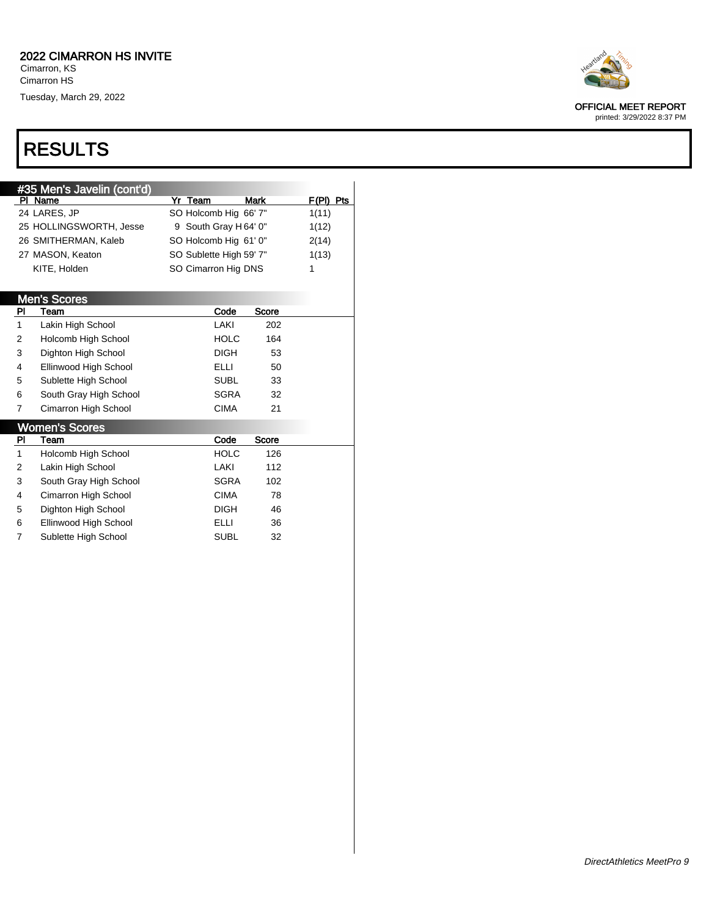# RESULTS

## #35 Men's Javelin (cont'd)

| Pl | Name | Yr | Team | Mark | F(Pl) | Pts |
|---|---|---|---|---|---|---|
| 24 | LARES, JP | SO | Holcomb Hig | 66' 7" | 1(11) | |
| 25 | HOLLINGSWORTH, Jesse | 9 | South Gray H | 64' 0" | 1(12) | |
| 26 | SMITHERMAN, Kaleb | SO | Holcomb Hig | 61' 0" | 2(14) | |
| 27 | MASON, Keaton | SO | Sublette High | 59' 7" | 1(13) | |
| | KITE, Holden | SO | Cimarron Hig | DNS | 1 | |

## Men's Scores

| Pl | Team | Code | Score |
|---|---|---|---|
| 1 | Lakin High School | LAKI | 202 |
| 2 | Holcomb High School | HOLC | 164 |
| 3 | Dighton High School | DIGH | 53 |
| 4 | Ellinwood High School | ELLI | 50 |
| 5 | Sublette High School | SUBL | 33 |
| 6 | South Gray High School | SGRA | 32 |
| 7 | Cimarron High School | CIMA | 21 |

## Women's Scores

| Pl | Team | Code | Score |
|---|---|---|---|
| 1 | Holcomb High School | HOLC | 126 |
| 2 | Lakin High School | LAKI | 112 |
| 3 | South Gray High School | SGRA | 102 |
| 4 | Cimarron High School | CIMA | 78 |
| 5 | Dighton High School | DIGH | 46 |
| 6 | Ellinwood High School | ELLI | 36 |
| 7 | Sublette High School | SUBL | 32 |